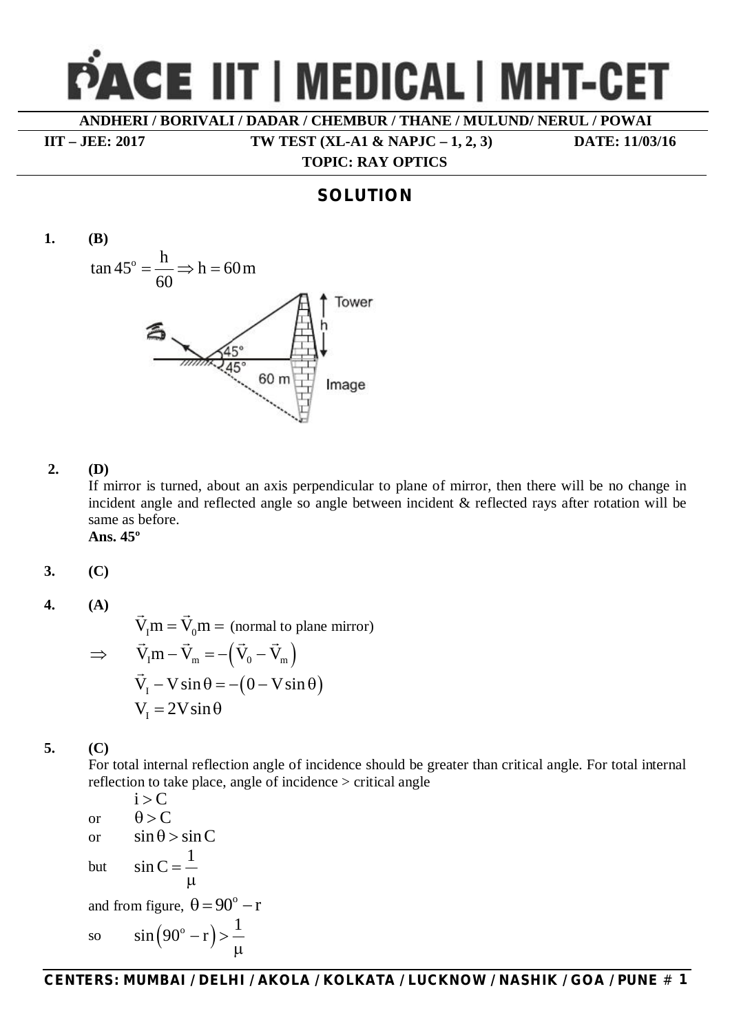# PACE IIT | MEDICAL | MHT-CET

**ANDHERI / BORIVALI / DADAR / CHEMBUR / THANE / MULUND/ NERUL / POWAI**

**IIT – JEE: 2017** **TW TEST (XL-A1 & NAPJC – 1, 2, 3)** **DATE: 11/03/16**

**TOPIC: RAY OPTICS**

## SOLUTION

**1. (B)**

$$\tan 45^o = \frac{h}{60} \Rightarrow h = 60\,m$$

**2. (D)**

If mirror is turned, about an axis perpendicular to plane of mirror, then there will be no change in incident angle and reflected angle so angle between incident & reflected rays after rotation will be same as before.

**Ans. 45º**

**3. (C)**

**4. (A)**

$$\vec{V}_I m = \vec{V}_0 m = \text{(normal to plane mirror)}$$

$$\Rightarrow \quad \vec{V}_I m - \vec{V}_m = -\left(\vec{V}_0 - \vec{V}_m\right)$$

$$\vec{V}_I - V\sin\theta = -\left(0 - V\sin\theta\right)$$

$$V_I = 2V\sin\theta$$

**5. (C)**

For total internal reflection angle of incidence should be greater than critical angle. For total internal reflection to take place, angle of incidence > critical angle

$$i > C$$

or $\theta > C$

or $\sin\theta > \sin C$

but $\sin C = \dfrac{1}{\mu}$

and from figure, $\theta = 90^o - r$

so $\sin\left(90^o - r\right) > \dfrac{1}{\mu}$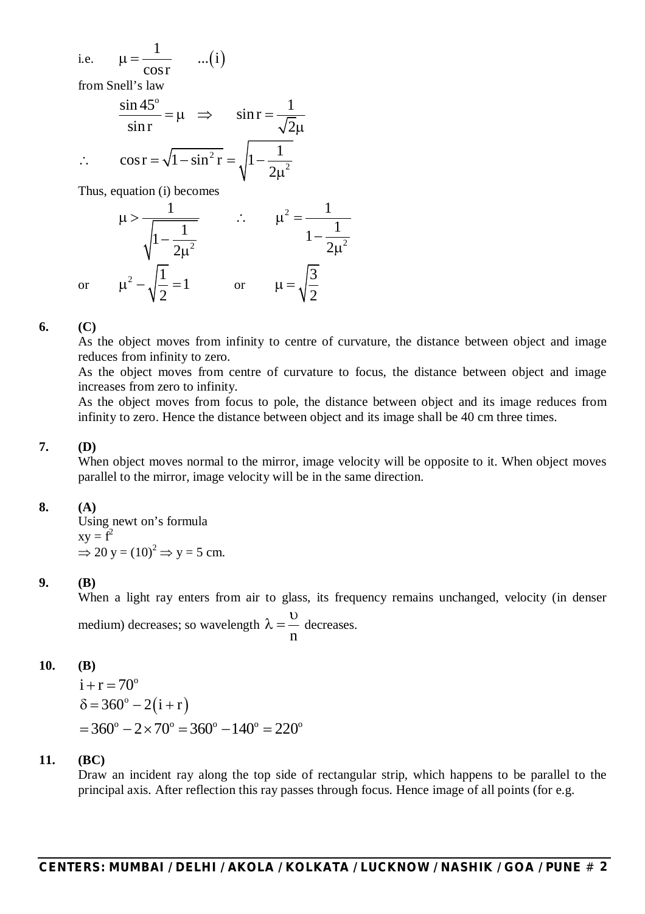i.e. $\mu = \dfrac{1}{\cos r}$ ...(i)

from Snell's law

$$\frac{\sin 45^o}{\sin r} = \mu \quad \Rightarrow \quad \sin r = \frac{1}{\sqrt{2}\mu}$$

$$\therefore \quad \cos r = \sqrt{1-\sin^2 r} = \sqrt{1-\frac{1}{2\mu^2}}$$

Thus, equation (i) becomes

$$\mu > \frac{1}{\sqrt{1-\frac{1}{2\mu^2}}} \qquad \therefore \qquad \mu^2 = \frac{1}{1-\frac{1}{2\mu^2}}$$

$$\text{or} \qquad \mu^2 - \sqrt{\frac{1}{2}} = 1 \qquad \text{or} \qquad \mu = \sqrt{\frac{3}{2}}$$

**6. (C)**

As the object moves from infinity to centre of curvature, the distance between object and image reduces from infinity to zero.

As the object moves from centre of curvature to focus, the distance between object and image increases from zero to infinity.

As the object moves from focus to pole, the distance between object and its image reduces from infinity to zero. Hence the distance between object and its image shall be 40 cm three times.

**7. (D)**

When object moves normal to the mirror, image velocity will be opposite to it. When object moves parallel to the mirror, image velocity will be in the same direction.

**8. (A)**

Using newt on's formula

$xy = f^2$

$\Rightarrow 20\,y = (10)^2 \Rightarrow y = 5$ cm.

**9. (B)**

When a light ray enters from air to glass, its frequency remains unchanged, velocity (in denser medium) decreases; so wavelength $\lambda = \dfrac{\upsilon}{n}$ decreases.

**10. (B)**

$$i + r = 70^o$$

$$\delta = 360^o - 2(i + r)$$

$$= 360^o - 2 \times 70^o = 360^o - 140^o = 220^o$$

**11. (BC)**

Draw an incident ray along the top side of rectangular strip, which happens to be parallel to the principal axis. After reflection this ray passes through focus. Hence image of all points (for e.g.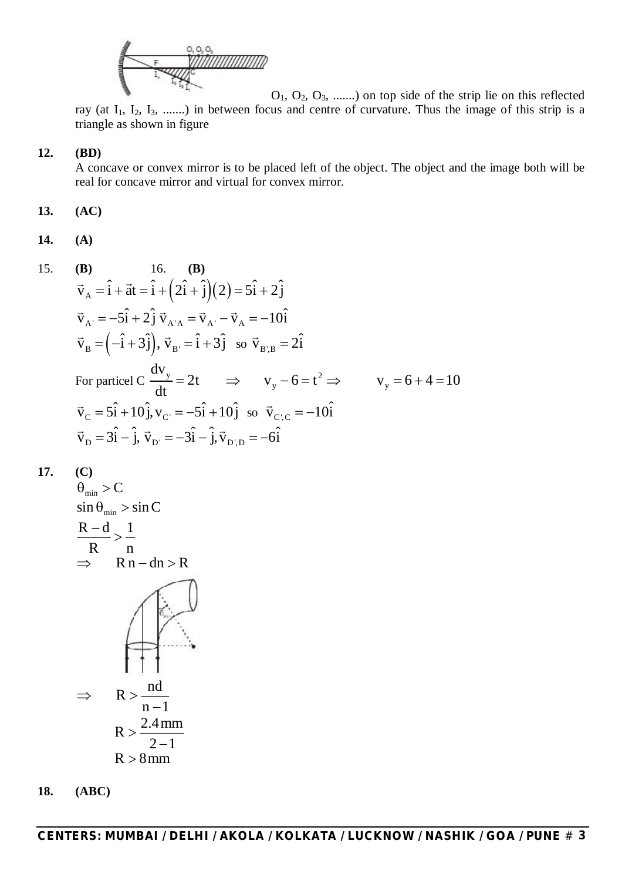$O_1$, $O_2$, $O_3$, .......) on top side of the strip lie on this reflected ray (at $I_1$, $I_2$, $I_3$, .......) in between focus and centre of curvature. Thus the image of this strip is a triangle as shown in figure

**12. (BD)**

A concave or convex mirror is to be placed left of the object. The object and the image both will be real for concave mirror and virtual for convex mirror.

**13. (AC)**

**14. (A)**

15. **(B)** 16. **(B)**

$$\vec{v}_A = \hat{i} + \vec{a}t = \hat{i} + \left(2\hat{i} + \hat{j}\right)\left(2\right) = 5\hat{i} + 2\hat{j}$$

$$\vec{v}_{A'} = -5\hat{i} + 2\hat{j} \; \vec{v}_{A'A} = \vec{v}_{A'} - \vec{v}_A = -10\hat{i}$$

$$\vec{v}_B = \left(-\hat{i} + 3\hat{j}\right), \vec{v}_{B'} = \hat{i} + 3\hat{j} \;\text{ so } \vec{v}_{B',B} = 2\hat{i}$$

For particel C $\dfrac{dv_y}{dt} = 2t \quad \Rightarrow \quad v_y - 6 = t^2 \Rightarrow \quad v_y = 6 + 4 = 10$

$$\vec{v}_C = 5\hat{i} + 10\hat{j}, v_{C'} = -5\hat{i} + 10\hat{j} \;\text{ so } \vec{v}_{C',C} = -10\hat{i}$$

$$\vec{v}_D = 3\hat{i} - \hat{j}, \vec{v}_{D'} = -3\hat{i} - \hat{j}, \vec{v}_{D',D} = -6\hat{i}$$

**17. (C)**

$$\theta_{min} > C$$

$$\sin\theta_{min} > \sin C$$

$$\frac{R-d}{R} > \frac{1}{n}$$

$$\Rightarrow \quad Rn - dn > R$$

$$\Rightarrow \quad R > \frac{nd}{n-1}$$

$$R > \frac{2.4\,\text{mm}}{2-1}$$

$$R > 8\,\text{mm}$$

**18. (ABC)**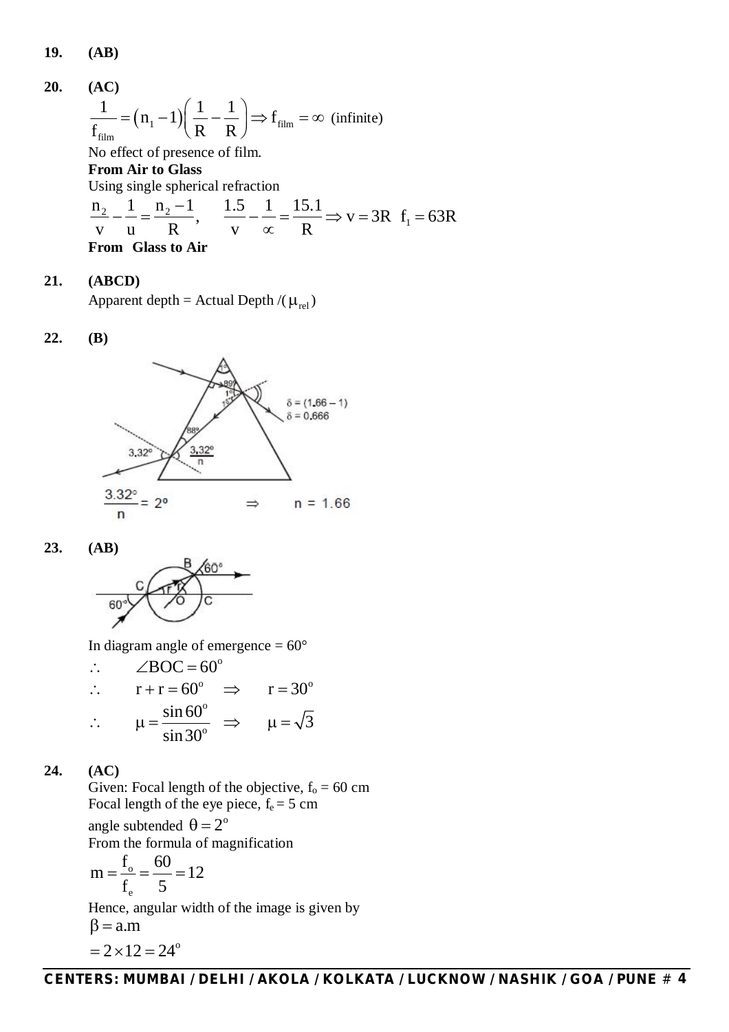**19.** **(AB)**

**20.** **(AC)**

$$\frac{1}{f_{film}} = (n_1 - 1)\left(\frac{1}{R} - \frac{1}{R}\right) \Rightarrow f_{film} = \infty \text{ (infinite)}$$

No effect of presence of film.

**From Air to Glass**

Using single spherical refraction

$$\frac{n_2}{v} - \frac{1}{u} = \frac{n_2 - 1}{R}, \quad \frac{1.5}{v} - \frac{1}{\infty} = \frac{15.1}{R} \Rightarrow v = 3R \;\; f_1 = 63R$$

**From Glass to Air**

**21.** **(ABCD)**

Apparent depth = Actual Depth /($\mu_{rel}$)

**22.** **(B)**

$\delta = (1.66 - 1)$

$\delta = 0.666$

$$\frac{3.32^\circ}{n} = 2^\circ \quad \Rightarrow \quad n = 1.66$$

**23.** **(AB)**

In diagram angle of emergence = 60°

$\therefore \quad \angle BOC = 60^\circ$

$\therefore \quad r + r = 60^\circ \quad \Rightarrow \quad r = 30^\circ$

$\therefore \quad \mu = \dfrac{\sin 60^\circ}{\sin 30^\circ} \quad \Rightarrow \quad \mu = \sqrt{3}$

**24.** **(AC)**

Given: Focal length of the objective, $f_o = 60$ cm

Focal length of the eye piece, $f_e = 5$ cm

angle subtended $\theta = 2^\circ$

From the formula of magnification

$$m = \frac{f_o}{f_e} = \frac{60}{5} = 12$$

Hence, angular width of the image is given by

$\beta = a.m$

$= 2 \times 12 = 24^\circ$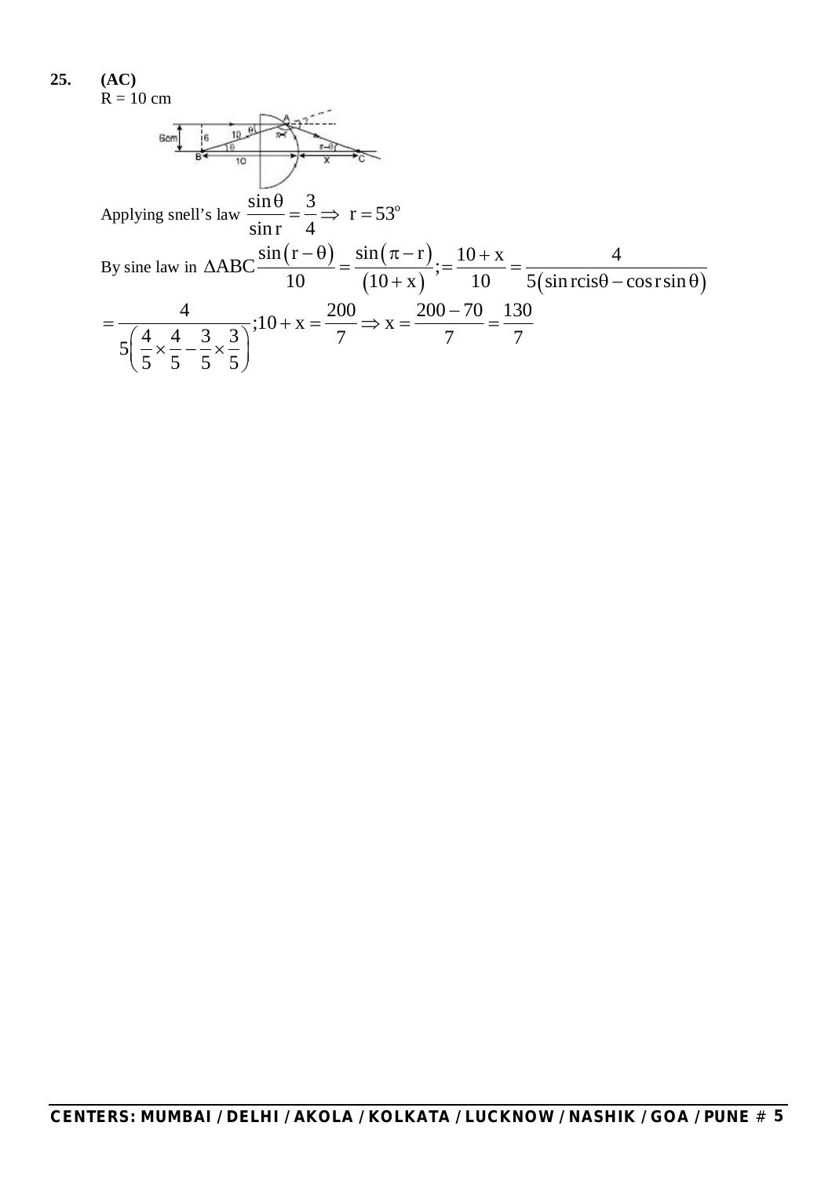**25.** **(AC)**

R = 10 cm

Applying snell's law $\frac{\sin\theta}{\sin r} = \frac{3}{4} \Rightarrow\ r = 53^{o}$

By sine law in $\Delta ABC \frac{\sin(r-\theta)}{10} = \frac{\sin(\pi - r)}{(10+x)}; = \frac{10+x}{10} = \frac{4}{5(\sin r \text{cis}\theta - \cos r \sin\theta)}$

$$= \frac{4}{5\left(\frac{4}{5}\times\frac{4}{5} - \frac{3}{5}\times\frac{3}{5}\right)}; 10 + x = \frac{200}{7} \Rightarrow x = \frac{200-70}{7} = \frac{130}{7}$$